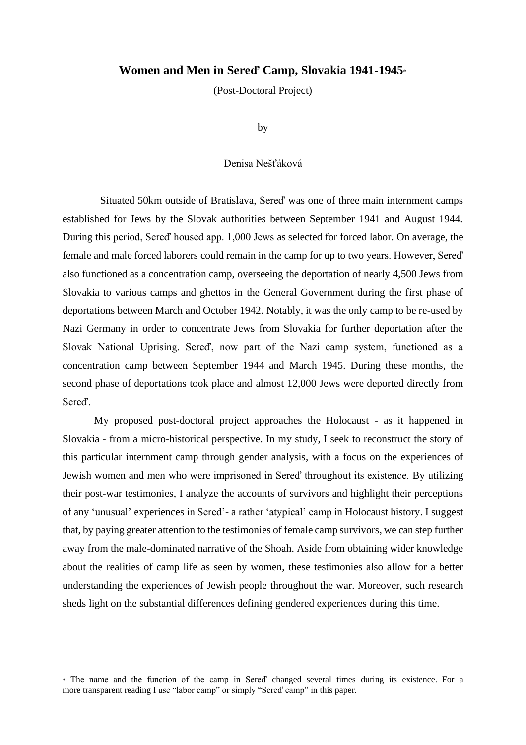# Women and Men in Sereď Camp, Slovakia 1941-1945*

(Post-Doctoral Project)

by

Denisa Nešťáková

Situated 50km outside of Bratislava, Sereď was one of three main internment camps established for Jews by the Slovak authorities between September 1941 and August 1944. During this period, Sereď housed app. 1,000 Jews as selected for forced labor. On average, the female and male forced laborers could remain in the camp for up to two years. However, Sereď also functioned as a concentration camp, overseeing the deportation of nearly 4,500 Jews from Slovakia to various camps and ghettos in the General Government during the first phase of deportations between March and October 1942. Notably, it was the only camp to be re-used by Nazi Germany in order to concentrate Jews from Slovakia for further deportation after the Slovak National Uprising. Sereď, now part of the Nazi camp system, functioned as a concentration camp between September 1944 and March 1945. During these months, the second phase of deportations took place and almost 12,000 Jews were deported directly from Sereď.

My proposed post-doctoral project approaches the Holocaust - as it happened in Slovakia - from a micro-historical perspective. In my study, I seek to reconstruct the story of this particular internment camp through gender analysis, with a focus on the experiences of Jewish women and men who were imprisoned in Sereď throughout its existence. By utilizing their post-war testimonies, I analyze the accounts of survivors and highlight their perceptions of any 'unusual' experiences in Sereď'- a rather 'atypical' camp in Holocaust history. I suggest that, by paying greater attention to the testimonies of female camp survivors, we can step further away from the male-dominated narrative of the Shoah. Aside from obtaining wider knowledge about the realities of camp life as seen by women, these testimonies also allow for a better understanding the experiences of Jewish people throughout the war. Moreover, such research sheds light on the substantial differences defining gendered experiences during this time.

* The name and the function of the camp in Sereď changed several times during its existence. For a more transparent reading I use "labor camp" or simply "Sereď camp" in this paper.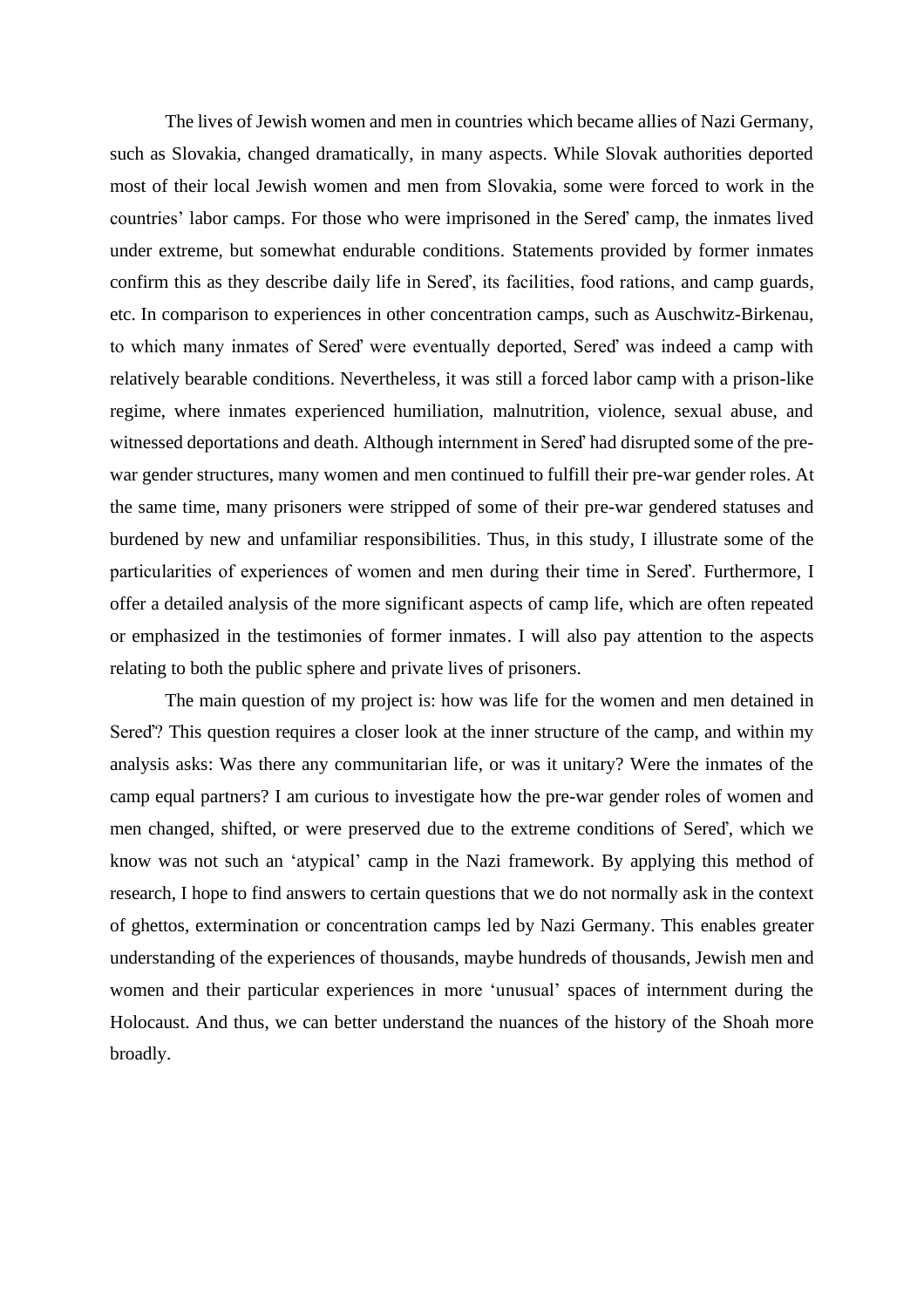The lives of Jewish women and men in countries which became allies of Nazi Germany, such as Slovakia, changed dramatically, in many aspects. While Slovak authorities deported most of their local Jewish women and men from Slovakia, some were forced to work in the countries' labor camps. For those who were imprisoned in the Sereď camp, the inmates lived under extreme, but somewhat endurable conditions. Statements provided by former inmates confirm this as they describe daily life in Sereď, its facilities, food rations, and camp guards, etc. In comparison to experiences in other concentration camps, such as Auschwitz-Birkenau, to which many inmates of Sereď were eventually deported, Sereď was indeed a camp with relatively bearable conditions. Nevertheless, it was still a forced labor camp with a prison-like regime, where inmates experienced humiliation, malnutrition, violence, sexual abuse, and witnessed deportations and death. Although internment in Sereď had disrupted some of the pre-war gender structures, many women and men continued to fulfill their pre-war gender roles. At the same time, many prisoners were stripped of some of their pre-war gendered statuses and burdened by new and unfamiliar responsibilities. Thus, in this study, I illustrate some of the particularities of experiences of women and men during their time in Sereď. Furthermore, I offer a detailed analysis of the more significant aspects of camp life, which are often repeated or emphasized in the testimonies of former inmates. I will also pay attention to the aspects relating to both the public sphere and private lives of prisoners.

The main question of my project is: how was life for the women and men detained in Sereď? This question requires a closer look at the inner structure of the camp, and within my analysis asks: Was there any communitarian life, or was it unitary? Were the inmates of the camp equal partners? I am curious to investigate how the pre-war gender roles of women and men changed, shifted, or were preserved due to the extreme conditions of Sereď, which we know was not such an 'atypical' camp in the Nazi framework. By applying this method of research, I hope to find answers to certain questions that we do not normally ask in the context of ghettos, extermination or concentration camps led by Nazi Germany. This enables greater understanding of the experiences of thousands, maybe hundreds of thousands, Jewish men and women and their particular experiences in more 'unusual' spaces of internment during the Holocaust. And thus, we can better understand the nuances of the history of the Shoah more broadly.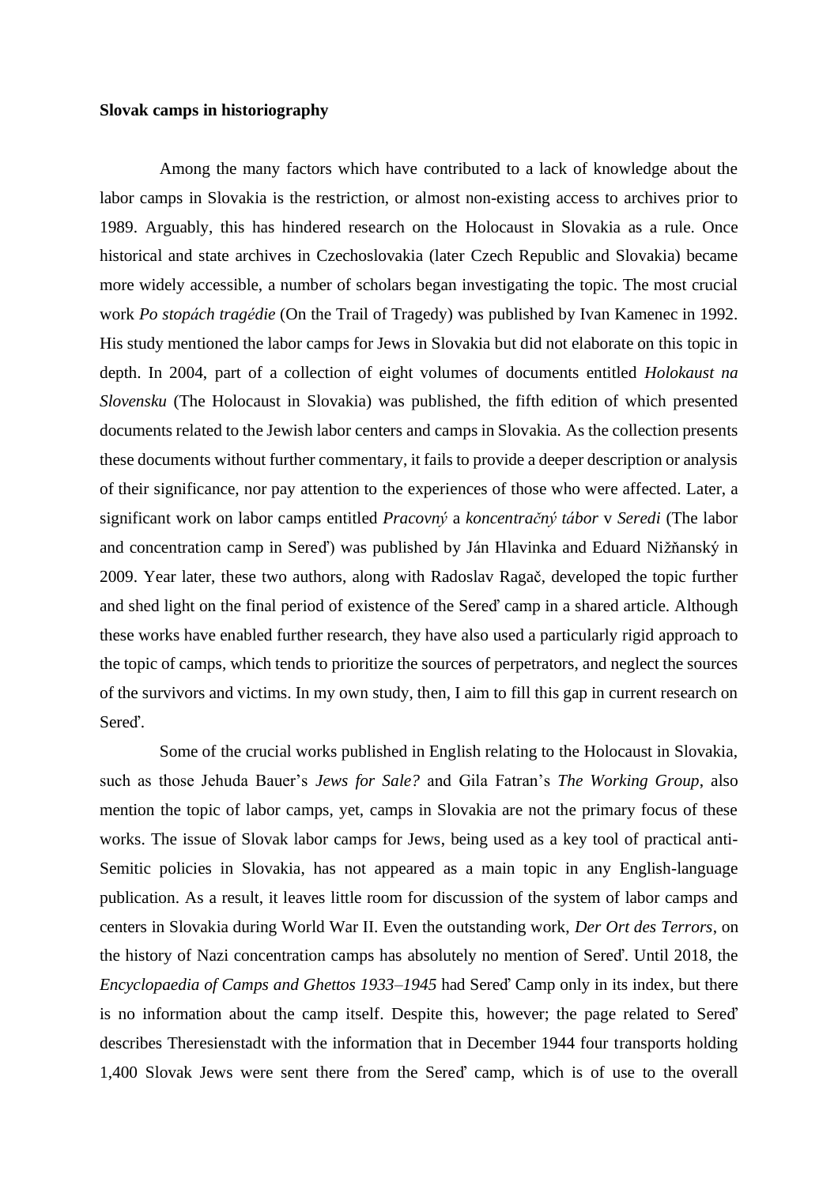**Slovak camps in historiography**

Among the many factors which have contributed to a lack of knowledge about the labor camps in Slovakia is the restriction, or almost non-existing access to archives prior to 1989. Arguably, this has hindered research on the Holocaust in Slovakia as a rule. Once historical and state archives in Czechoslovakia (later Czech Republic and Slovakia) became more widely accessible, a number of scholars began investigating the topic. The most crucial work *Po stopách tragédie* (On the Trail of Tragedy) was published by Ivan Kamenec in 1992. His study mentioned the labor camps for Jews in Slovakia but did not elaborate on this topic in depth. In 2004, part of a collection of eight volumes of documents entitled *Holokaust na Slovensku* (The Holocaust in Slovakia) was published, the fifth edition of which presented documents related to the Jewish labor centers and camps in Slovakia. As the collection presents these documents without further commentary, it fails to provide a deeper description or analysis of their significance, nor pay attention to the experiences of those who were affected. Later, a significant work on labor camps entitled *Pracovný* a *koncentračný tábor* v *Seredi* (The labor and concentration camp in Sereď) was published by Ján Hlavinka and Eduard Nižňanský in 2009. Year later, these two authors, along with Radoslav Ragač, developed the topic further and shed light on the final period of existence of the Sereď camp in a shared article. Although these works have enabled further research, they have also used a particularly rigid approach to the topic of camps, which tends to prioritize the sources of perpetrators, and neglect the sources of the survivors and victims. In my own study, then, I aim to fill this gap in current research on Sereď.

Some of the crucial works published in English relating to the Holocaust in Slovakia, such as those Jehuda Bauer's *Jews for Sale?* and Gila Fatran's *The Working Group*, also mention the topic of labor camps, yet, camps in Slovakia are not the primary focus of these works. The issue of Slovak labor camps for Jews, being used as a key tool of practical anti-Semitic policies in Slovakia, has not appeared as a main topic in any English-language publication. As a result, it leaves little room for discussion of the system of labor camps and centers in Slovakia during World War II. Even the outstanding work, *Der Ort des Terrors*, on the history of Nazi concentration camps has absolutely no mention of Sereď. Until 2018, the *Encyclopaedia of Camps and Ghettos 1933–1945* had Sereď Camp only in its index, but there is no information about the camp itself. Despite this, however; the page related to Sereď describes Theresienstadt with the information that in December 1944 four transports holding 1,400 Slovak Jews were sent there from the Sereď camp, which is of use to the overall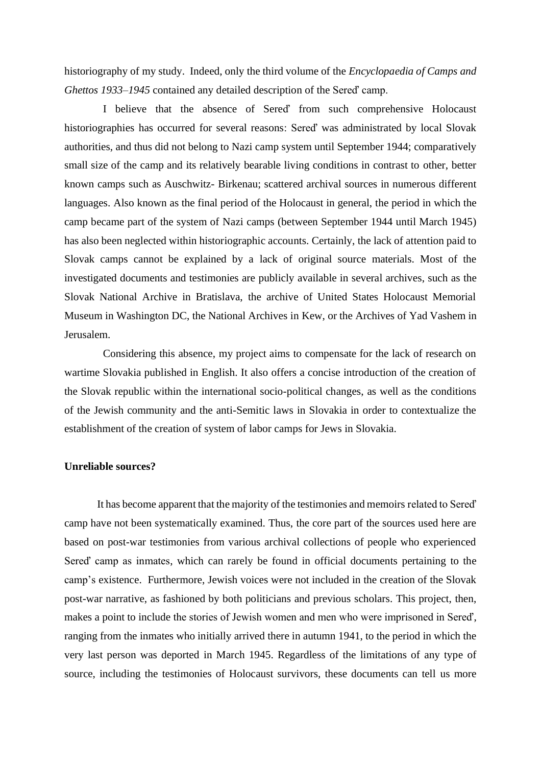historiography of my study. Indeed, only the third volume of the *Encyclopaedia of Camps and Ghettos 1933–1945* contained any detailed description of the Sereď camp.

I believe that the absence of Sereď from such comprehensive Holocaust historiographies has occurred for several reasons: Sereď was administrated by local Slovak authorities, and thus did not belong to Nazi camp system until September 1944; comparatively small size of the camp and its relatively bearable living conditions in contrast to other, better known camps such as Auschwitz- Birkenau; scattered archival sources in numerous different languages. Also known as the final period of the Holocaust in general, the period in which the camp became part of the system of Nazi camps (between September 1944 until March 1945) has also been neglected within historiographic accounts. Certainly, the lack of attention paid to Slovak camps cannot be explained by a lack of original source materials. Most of the investigated documents and testimonies are publicly available in several archives, such as the Slovak National Archive in Bratislava, the archive of United States Holocaust Memorial Museum in Washington DC, the National Archives in Kew, or the Archives of Yad Vashem in Jerusalem.

Considering this absence, my project aims to compensate for the lack of research on wartime Slovakia published in English. It also offers a concise introduction of the creation of the Slovak republic within the international socio-political changes, as well as the conditions of the Jewish community and the anti-Semitic laws in Slovakia in order to contextualize the establishment of the creation of system of labor camps for Jews in Slovakia.

**Unreliable sources?**

It has become apparent that the majority of the testimonies and memoirs related to Sereď camp have not been systematically examined. Thus, the core part of the sources used here are based on post-war testimonies from various archival collections of people who experienced Sereď camp as inmates, which can rarely be found in official documents pertaining to the camp's existence. Furthermore, Jewish voices were not included in the creation of the Slovak post-war narrative, as fashioned by both politicians and previous scholars. This project, then, makes a point to include the stories of Jewish women and men who were imprisoned in Sereď, ranging from the inmates who initially arrived there in autumn 1941, to the period in which the very last person was deported in March 1945. Regardless of the limitations of any type of source, including the testimonies of Holocaust survivors, these documents can tell us more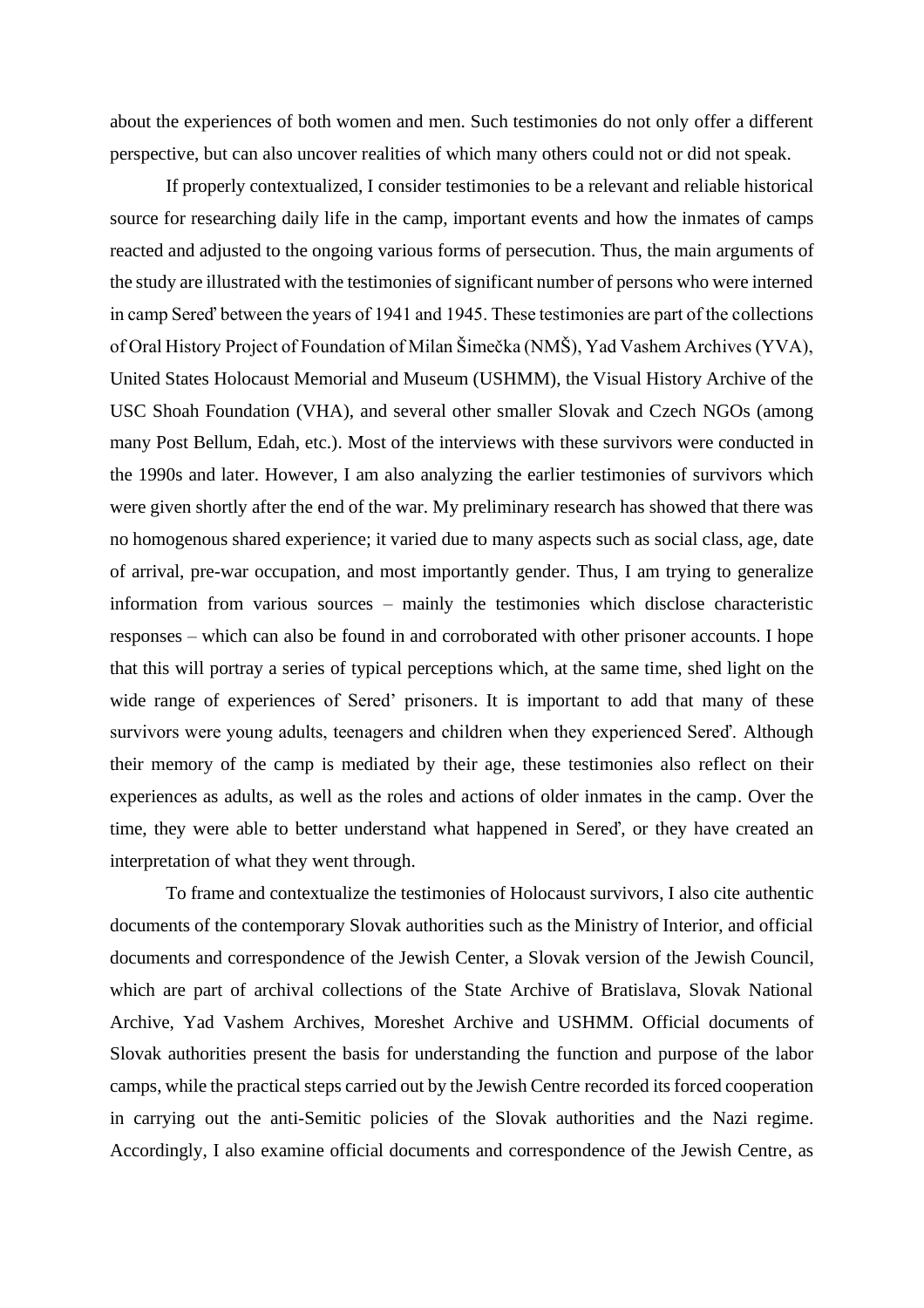about the experiences of both women and men. Such testimonies do not only offer a different perspective, but can also uncover realities of which many others could not or did not speak.

If properly contextualized, I consider testimonies to be a relevant and reliable historical source for researching daily life in the camp, important events and how the inmates of camps reacted and adjusted to the ongoing various forms of persecution. Thus, the main arguments of the study are illustrated with the testimonies of significant number of persons who were interned in camp Sereď between the years of 1941 and 1945. These testimonies are part of the collections of Oral History Project of Foundation of Milan Šimečka (NMŠ), Yad Vashem Archives (YVA), United States Holocaust Memorial and Museum (USHMM), the Visual History Archive of the USC Shoah Foundation (VHA), and several other smaller Slovak and Czech NGOs (among many Post Bellum, Edah, etc.). Most of the interviews with these survivors were conducted in the 1990s and later. However, I am also analyzing the earlier testimonies of survivors which were given shortly after the end of the war. My preliminary research has showed that there was no homogenous shared experience; it varied due to many aspects such as social class, age, date of arrival, pre-war occupation, and most importantly gender. Thus, I am trying to generalize information from various sources – mainly the testimonies which disclose characteristic responses – which can also be found in and corroborated with other prisoner accounts. I hope that this will portray a series of typical perceptions which, at the same time, shed light on the wide range of experiences of Sered' prisoners. It is important to add that many of these survivors were young adults, teenagers and children when they experienced Sereď. Although their memory of the camp is mediated by their age, these testimonies also reflect on their experiences as adults, as well as the roles and actions of older inmates in the camp. Over the time, they were able to better understand what happened in Sereď, or they have created an interpretation of what they went through.

To frame and contextualize the testimonies of Holocaust survivors, I also cite authentic documents of the contemporary Slovak authorities such as the Ministry of Interior, and official documents and correspondence of the Jewish Center, a Slovak version of the Jewish Council, which are part of archival collections of the State Archive of Bratislava, Slovak National Archive, Yad Vashem Archives, Moreshet Archive and USHMM. Official documents of Slovak authorities present the basis for understanding the function and purpose of the labor camps, while the practical steps carried out by the Jewish Centre recorded its forced cooperation in carrying out the anti-Semitic policies of the Slovak authorities and the Nazi regime. Accordingly, I also examine official documents and correspondence of the Jewish Centre, as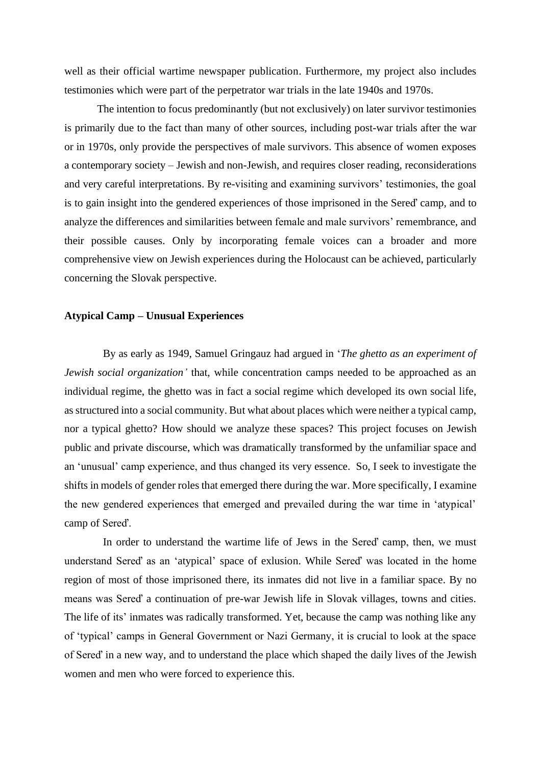well as their official wartime newspaper publication. Furthermore, my project also includes testimonies which were part of the perpetrator war trials in the late 1940s and 1970s.

The intention to focus predominantly (but not exclusively) on later survivor testimonies is primarily due to the fact than many of other sources, including post-war trials after the war or in 1970s, only provide the perspectives of male survivors. This absence of women exposes a contemporary society – Jewish and non-Jewish, and requires closer reading, reconsiderations and very careful interpretations. By re-visiting and examining survivors' testimonies, the goal is to gain insight into the gendered experiences of those imprisoned in the Sereď camp, and to analyze the differences and similarities between female and male survivors' remembrance, and their possible causes. Only by incorporating female voices can a broader and more comprehensive view on Jewish experiences during the Holocaust can be achieved, particularly concerning the Slovak perspective.

### Atypical Camp – Unusual Experiences

By as early as 1949, Samuel Gringauz had argued in '*The ghetto as an experiment of Jewish social organization'* that, while concentration camps needed to be approached as an individual regime, the ghetto was in fact a social regime which developed its own social life, as structured into a social community. But what about places which were neither a typical camp, nor a typical ghetto? How should we analyze these spaces? This project focuses on Jewish public and private discourse, which was dramatically transformed by the unfamiliar space and an 'unusual' camp experience, and thus changed its very essence. So, I seek to investigate the shifts in models of gender roles that emerged there during the war. More specifically, I examine the new gendered experiences that emerged and prevailed during the war time in 'atypical' camp of Sereď.

In order to understand the wartime life of Jews in the Sereď camp, then, we must understand Sereď as an 'atypical' space of exlusion. While Sereď was located in the home region of most of those imprisoned there, its inmates did not live in a familiar space. By no means was Sereď a continuation of pre-war Jewish life in Slovak villages, towns and cities. The life of its' inmates was radically transformed. Yet, because the camp was nothing like any of 'typical' camps in General Government or Nazi Germany, it is crucial to look at the space of Sereď in a new way, and to understand the place which shaped the daily lives of the Jewish women and men who were forced to experience this.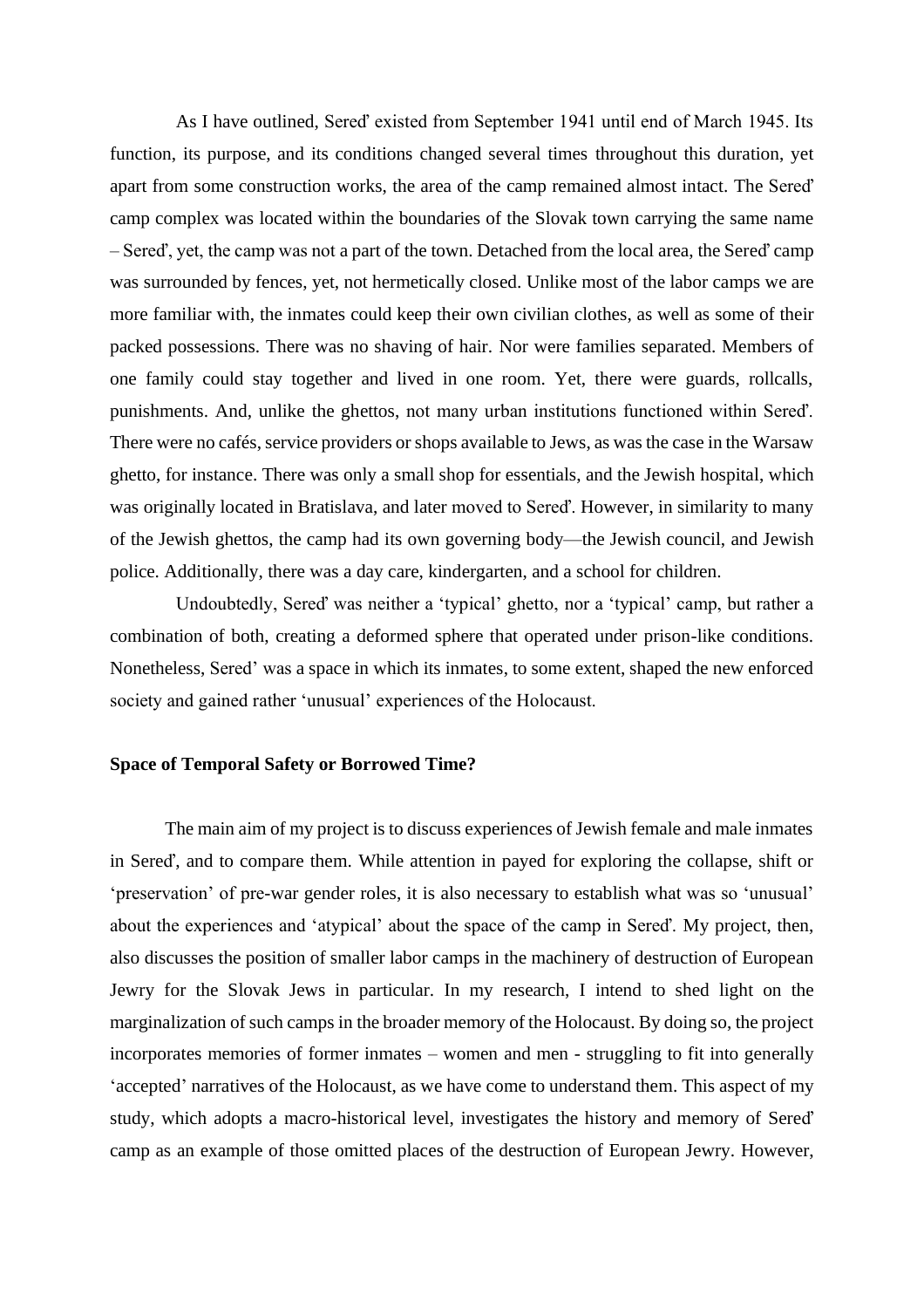As I have outlined, Sereď existed from September 1941 until end of March 1945. Its function, its purpose, and its conditions changed several times throughout this duration, yet apart from some construction works, the area of the camp remained almost intact. The Sereď camp complex was located within the boundaries of the Slovak town carrying the same name – Sereď, yet, the camp was not a part of the town. Detached from the local area, the Sereď camp was surrounded by fences, yet, not hermetically closed. Unlike most of the labor camps we are more familiar with, the inmates could keep their own civilian clothes, as well as some of their packed possessions. There was no shaving of hair. Nor were families separated. Members of one family could stay together and lived in one room. Yet, there were guards, rollcalls, punishments. And, unlike the ghettos, not many urban institutions functioned within Sereď. There were no cafés, service providers or shops available to Jews, as was the case in the Warsaw ghetto, for instance. There was only a small shop for essentials, and the Jewish hospital, which was originally located in Bratislava, and later moved to Sereď. However, in similarity to many of the Jewish ghettos, the camp had its own governing body—the Jewish council, and Jewish police. Additionally, there was a day care, kindergarten, and a school for children.

Undoubtedly, Sereď was neither a 'typical' ghetto, nor a 'typical' camp, but rather a combination of both, creating a deformed sphere that operated under prison-like conditions. Nonetheless, Sered' was a space in which its inmates, to some extent, shaped the new enforced society and gained rather 'unusual' experiences of the Holocaust.

**Space of Temporal Safety or Borrowed Time?**

The main aim of my project is to discuss experiences of Jewish female and male inmates in Sereď, and to compare them. While attention in payed for exploring the collapse, shift or 'preservation' of pre-war gender roles, it is also necessary to establish what was so 'unusual' about the experiences and 'atypical' about the space of the camp in Sereď. My project, then, also discusses the position of smaller labor camps in the machinery of destruction of European Jewry for the Slovak Jews in particular. In my research, I intend to shed light on the marginalization of such camps in the broader memory of the Holocaust. By doing so, the project incorporates memories of former inmates – women and men - struggling to fit into generally 'accepted' narratives of the Holocaust, as we have come to understand them. This aspect of my study, which adopts a macro-historical level, investigates the history and memory of Sereď camp as an example of those omitted places of the destruction of European Jewry. However,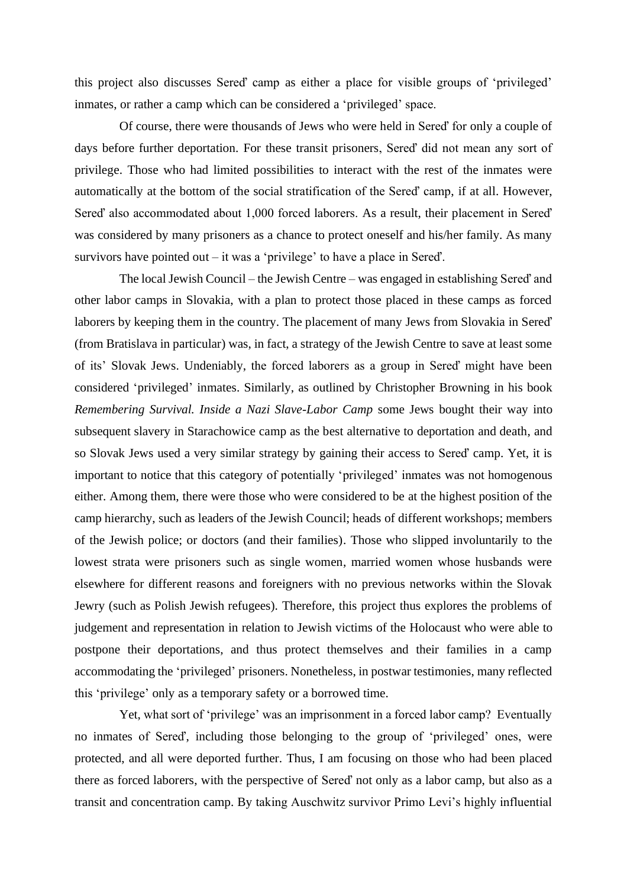this project also discusses Sereď camp as either a place for visible groups of 'privileged' inmates, or rather a camp which can be considered a 'privileged' space.

Of course, there were thousands of Jews who were held in Sereď for only a couple of days before further deportation. For these transit prisoners, Sereď did not mean any sort of privilege. Those who had limited possibilities to interact with the rest of the inmates were automatically at the bottom of the social stratification of the Sereď camp, if at all. However, Sereď also accommodated about 1,000 forced laborers. As a result, their placement in Sereď was considered by many prisoners as a chance to protect oneself and his/her family. As many survivors have pointed out – it was a 'privilege' to have a place in Sereď.

The local Jewish Council – the Jewish Centre – was engaged in establishing Sereď and other labor camps in Slovakia, with a plan to protect those placed in these camps as forced laborers by keeping them in the country. The placement of many Jews from Slovakia in Sereď (from Bratislava in particular) was, in fact, a strategy of the Jewish Centre to save at least some of its' Slovak Jews. Undeniably, the forced laborers as a group in Sereď might have been considered 'privileged' inmates. Similarly, as outlined by Christopher Browning in his book *Remembering Survival. Inside a Nazi Slave-Labor Camp* some Jews bought their way into subsequent slavery in Starachowice camp as the best alternative to deportation and death, and so Slovak Jews used a very similar strategy by gaining their access to Sereď camp. Yet, it is important to notice that this category of potentially 'privileged' inmates was not homogenous either. Among them, there were those who were considered to be at the highest position of the camp hierarchy, such as leaders of the Jewish Council; heads of different workshops; members of the Jewish police; or doctors (and their families). Those who slipped involuntarily to the lowest strata were prisoners such as single women, married women whose husbands were elsewhere for different reasons and foreigners with no previous networks within the Slovak Jewry (such as Polish Jewish refugees). Therefore, this project thus explores the problems of judgement and representation in relation to Jewish victims of the Holocaust who were able to postpone their deportations, and thus protect themselves and their families in a camp accommodating the 'privileged' prisoners. Nonetheless, in postwar testimonies, many reflected this 'privilege' only as a temporary safety or a borrowed time.

Yet, what sort of 'privilege' was an imprisonment in a forced labor camp? Eventually no inmates of Sereď, including those belonging to the group of 'privileged' ones, were protected, and all were deported further. Thus, I am focusing on those who had been placed there as forced laborers, with the perspective of Sereď not only as a labor camp, but also as a transit and concentration camp. By taking Auschwitz survivor Primo Levi's highly influential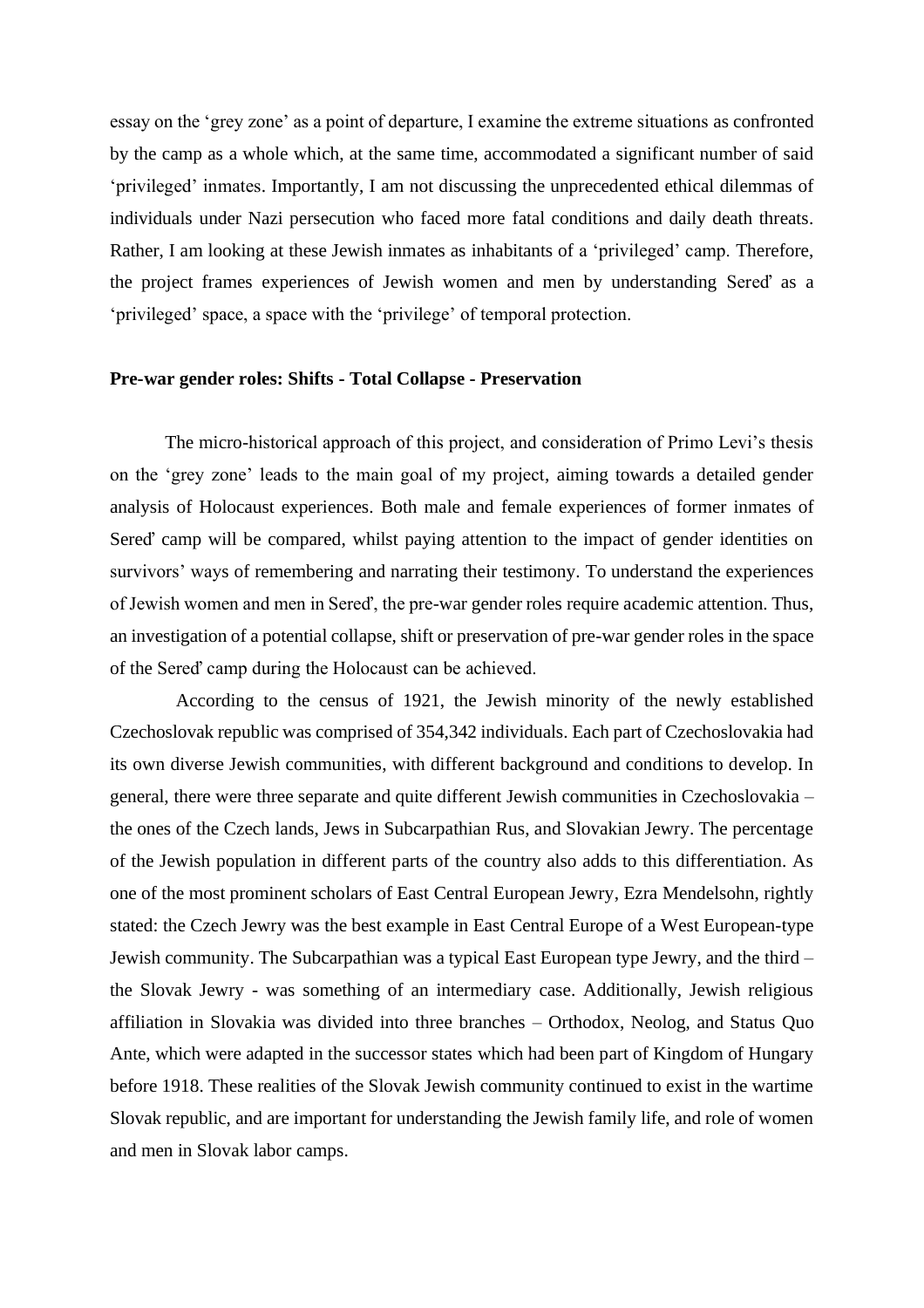essay on the 'grey zone' as a point of departure, I examine the extreme situations as confronted by the camp as a whole which, at the same time, accommodated a significant number of said 'privileged' inmates. Importantly, I am not discussing the unprecedented ethical dilemmas of individuals under Nazi persecution who faced more fatal conditions and daily death threats. Rather, I am looking at these Jewish inmates as inhabitants of a 'privileged' camp. Therefore, the project frames experiences of Jewish women and men by understanding Sereď as a 'privileged' space, a space with the 'privilege' of temporal protection.

**Pre-war gender roles: Shifts - Total Collapse - Preservation**

The micro-historical approach of this project, and consideration of Primo Levi's thesis on the 'grey zone' leads to the main goal of my project, aiming towards a detailed gender analysis of Holocaust experiences. Both male and female experiences of former inmates of Sereď camp will be compared, whilst paying attention to the impact of gender identities on survivors' ways of remembering and narrating their testimony. To understand the experiences of Jewish women and men in Sereď, the pre-war gender roles require academic attention. Thus, an investigation of a potential collapse, shift or preservation of pre-war gender roles in the space of the Sereď camp during the Holocaust can be achieved.

According to the census of 1921, the Jewish minority of the newly established Czechoslovak republic was comprised of 354,342 individuals. Each part of Czechoslovakia had its own diverse Jewish communities, with different background and conditions to develop. In general, there were three separate and quite different Jewish communities in Czechoslovakia – the ones of the Czech lands, Jews in Subcarpathian Rus, and Slovakian Jewry. The percentage of the Jewish population in different parts of the country also adds to this differentiation. As one of the most prominent scholars of East Central European Jewry, Ezra Mendelsohn, rightly stated: the Czech Jewry was the best example in East Central Europe of a West European-type Jewish community. The Subcarpathian was a typical East European type Jewry, and the third – the Slovak Jewry - was something of an intermediary case. Additionally, Jewish religious affiliation in Slovakia was divided into three branches – Orthodox, Neolog, and Status Quo Ante, which were adapted in the successor states which had been part of Kingdom of Hungary before 1918. These realities of the Slovak Jewish community continued to exist in the wartime Slovak republic, and are important for understanding the Jewish family life, and role of women and men in Slovak labor camps.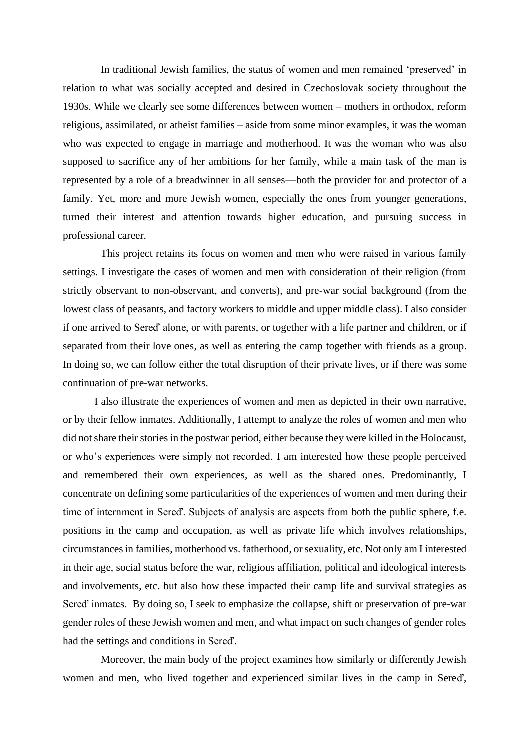In traditional Jewish families, the status of women and men remained 'preserved' in relation to what was socially accepted and desired in Czechoslovak society throughout the 1930s. While we clearly see some differences between women – mothers in orthodox, reform religious, assimilated, or atheist families – aside from some minor examples, it was the woman who was expected to engage in marriage and motherhood. It was the woman who was also supposed to sacrifice any of her ambitions for her family, while a main task of the man is represented by a role of a breadwinner in all senses—both the provider for and protector of a family. Yet, more and more Jewish women, especially the ones from younger generations, turned their interest and attention towards higher education, and pursuing success in professional career.

This project retains its focus on women and men who were raised in various family settings. I investigate the cases of women and men with consideration of their religion (from strictly observant to non-observant, and converts), and pre-war social background (from the lowest class of peasants, and factory workers to middle and upper middle class). I also consider if one arrived to Sereď alone, or with parents, or together with a life partner and children, or if separated from their love ones, as well as entering the camp together with friends as a group. In doing so, we can follow either the total disruption of their private lives, or if there was some continuation of pre-war networks.

I also illustrate the experiences of women and men as depicted in their own narrative, or by their fellow inmates. Additionally, I attempt to analyze the roles of women and men who did not share their stories in the postwar period, either because they were killed in the Holocaust, or who's experiences were simply not recorded. I am interested how these people perceived and remembered their own experiences, as well as the shared ones. Predominantly, I concentrate on defining some particularities of the experiences of women and men during their time of internment in Sereď. Subjects of analysis are aspects from both the public sphere, f.e. positions in the camp and occupation, as well as private life which involves relationships, circumstances in families, motherhood vs. fatherhood, or sexuality, etc. Not only am I interested in their age, social status before the war, religious affiliation, political and ideological interests and involvements, etc. but also how these impacted their camp life and survival strategies as Sereď inmates. By doing so, I seek to emphasize the collapse, shift or preservation of pre-war gender roles of these Jewish women and men, and what impact on such changes of gender roles had the settings and conditions in Sereď.

Moreover, the main body of the project examines how similarly or differently Jewish women and men, who lived together and experienced similar lives in the camp in Sereď,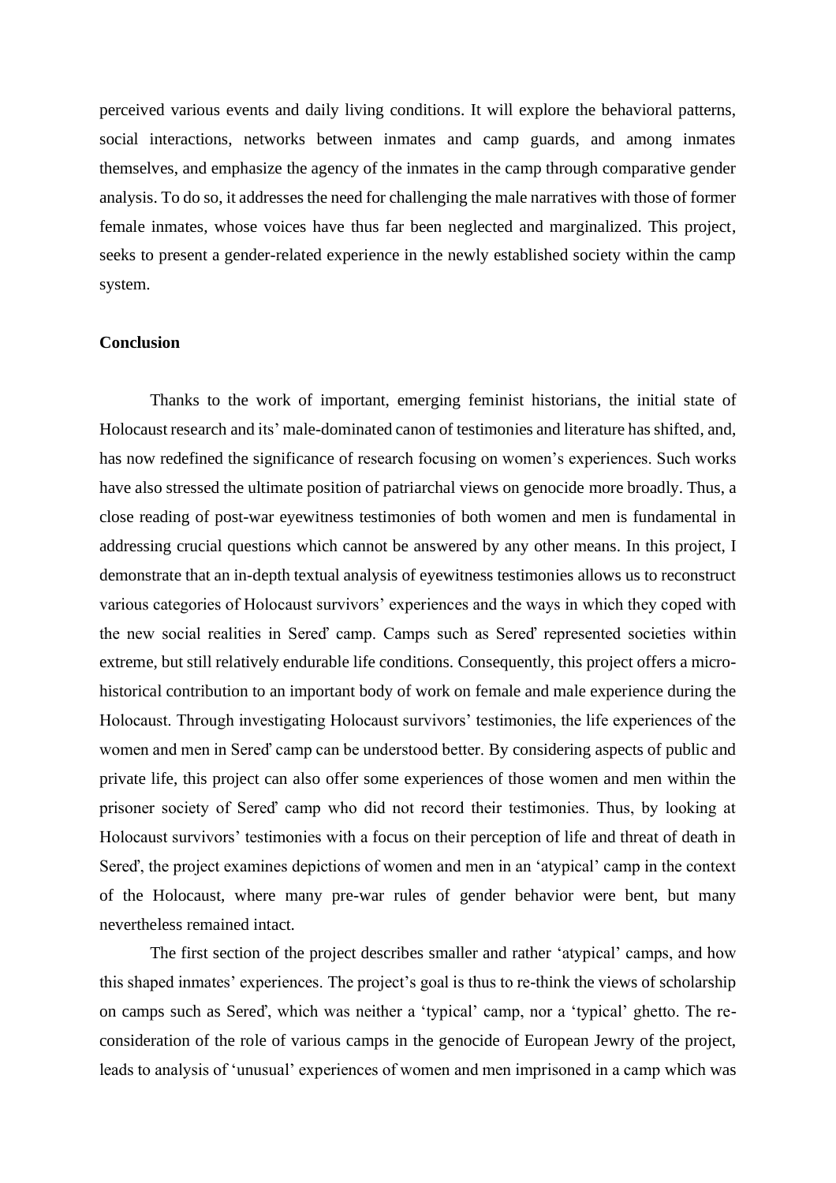perceived various events and daily living conditions. It will explore the behavioral patterns, social interactions, networks between inmates and camp guards, and among inmates themselves, and emphasize the agency of the inmates in the camp through comparative gender analysis. To do so, it addresses the need for challenging the male narratives with those of former female inmates, whose voices have thus far been neglected and marginalized. This project, seeks to present a gender-related experience in the newly established society within the camp system.

**Conclusion**

Thanks to the work of important, emerging feminist historians, the initial state of Holocaust research and its' male-dominated canon of testimonies and literature has shifted, and, has now redefined the significance of research focusing on women's experiences. Such works have also stressed the ultimate position of patriarchal views on genocide more broadly. Thus, a close reading of post-war eyewitness testimonies of both women and men is fundamental in addressing crucial questions which cannot be answered by any other means. In this project, I demonstrate that an in-depth textual analysis of eyewitness testimonies allows us to reconstruct various categories of Holocaust survivors' experiences and the ways in which they coped with the new social realities in Sereď camp. Camps such as Sereď represented societies within extreme, but still relatively endurable life conditions. Consequently, this project offers a micro-historical contribution to an important body of work on female and male experience during the Holocaust. Through investigating Holocaust survivors' testimonies, the life experiences of the women and men in Sereď camp can be understood better. By considering aspects of public and private life, this project can also offer some experiences of those women and men within the prisoner society of Sereď camp who did not record their testimonies. Thus, by looking at Holocaust survivors' testimonies with a focus on their perception of life and threat of death in Sereď, the project examines depictions of women and men in an 'atypical' camp in the context of the Holocaust, where many pre-war rules of gender behavior were bent, but many nevertheless remained intact.

The first section of the project describes smaller and rather 'atypical' camps, and how this shaped inmates' experiences. The project's goal is thus to re-think the views of scholarship on camps such as Sereď, which was neither a 'typical' camp, nor a 'typical' ghetto. The re-consideration of the role of various camps in the genocide of European Jewry of the project, leads to analysis of 'unusual' experiences of women and men imprisoned in a camp which was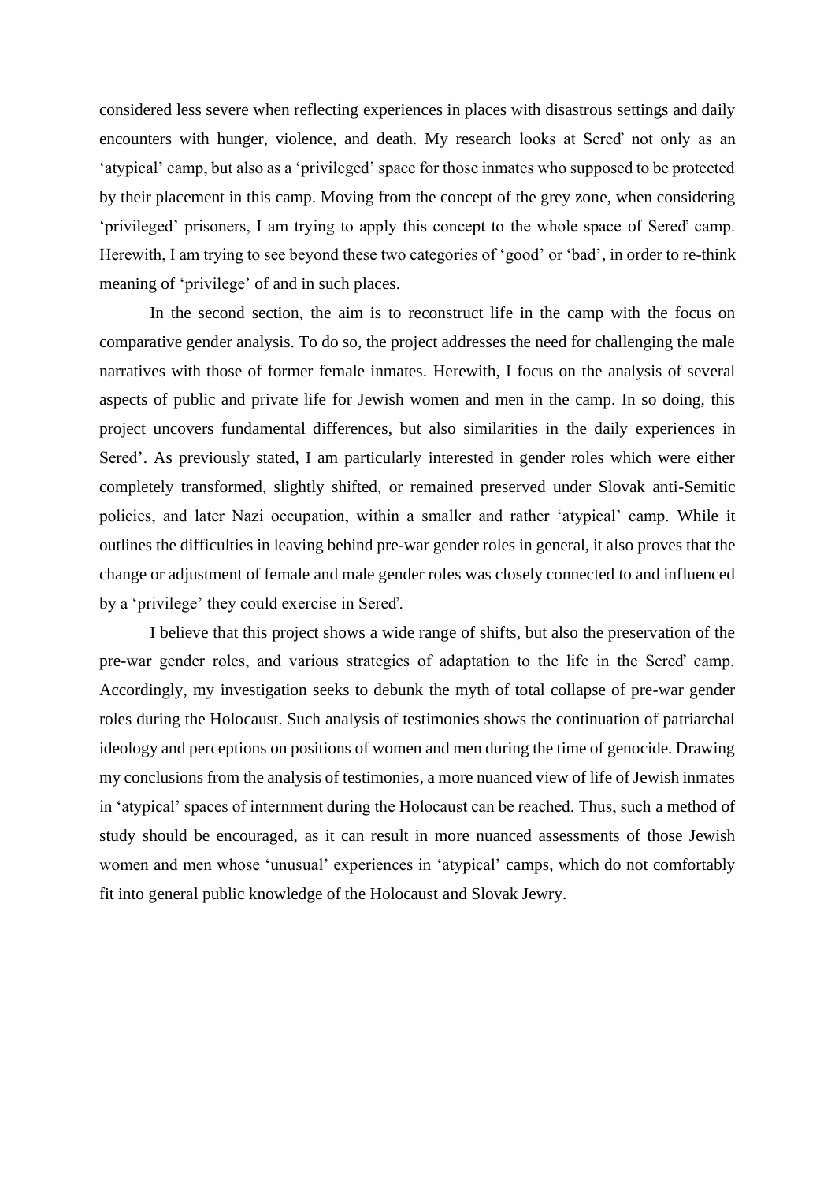considered less severe when reflecting experiences in places with disastrous settings and daily encounters with hunger, violence, and death. My research looks at Sereď not only as an 'atypical' camp, but also as a 'privileged' space for those inmates who supposed to be protected by their placement in this camp. Moving from the concept of the grey zone, when considering 'privileged' prisoners, I am trying to apply this concept to the whole space of Sereď camp. Herewith, I am trying to see beyond these two categories of 'good' or 'bad', in order to re-think meaning of 'privilege' of and in such places.

In the second section, the aim is to reconstruct life in the camp with the focus on comparative gender analysis. To do so, the project addresses the need for challenging the male narratives with those of former female inmates. Herewith, I focus on the analysis of several aspects of public and private life for Jewish women and men in the camp. In so doing, this project uncovers fundamental differences, but also similarities in the daily experiences in Sered'. As previously stated, I am particularly interested in gender roles which were either completely transformed, slightly shifted, or remained preserved under Slovak anti-Semitic policies, and later Nazi occupation, within a smaller and rather 'atypical' camp. While it outlines the difficulties in leaving behind pre-war gender roles in general, it also proves that the change or adjustment of female and male gender roles was closely connected to and influenced by a 'privilege' they could exercise in Sereď.

I believe that this project shows a wide range of shifts, but also the preservation of the pre-war gender roles, and various strategies of adaptation to the life in the Sereď camp. Accordingly, my investigation seeks to debunk the myth of total collapse of pre-war gender roles during the Holocaust. Such analysis of testimonies shows the continuation of patriarchal ideology and perceptions on positions of women and men during the time of genocide. Drawing my conclusions from the analysis of testimonies, a more nuanced view of life of Jewish inmates in 'atypical' spaces of internment during the Holocaust can be reached. Thus, such a method of study should be encouraged, as it can result in more nuanced assessments of those Jewish women and men whose 'unusual' experiences in 'atypical' camps, which do not comfortably fit into general public knowledge of the Holocaust and Slovak Jewry.